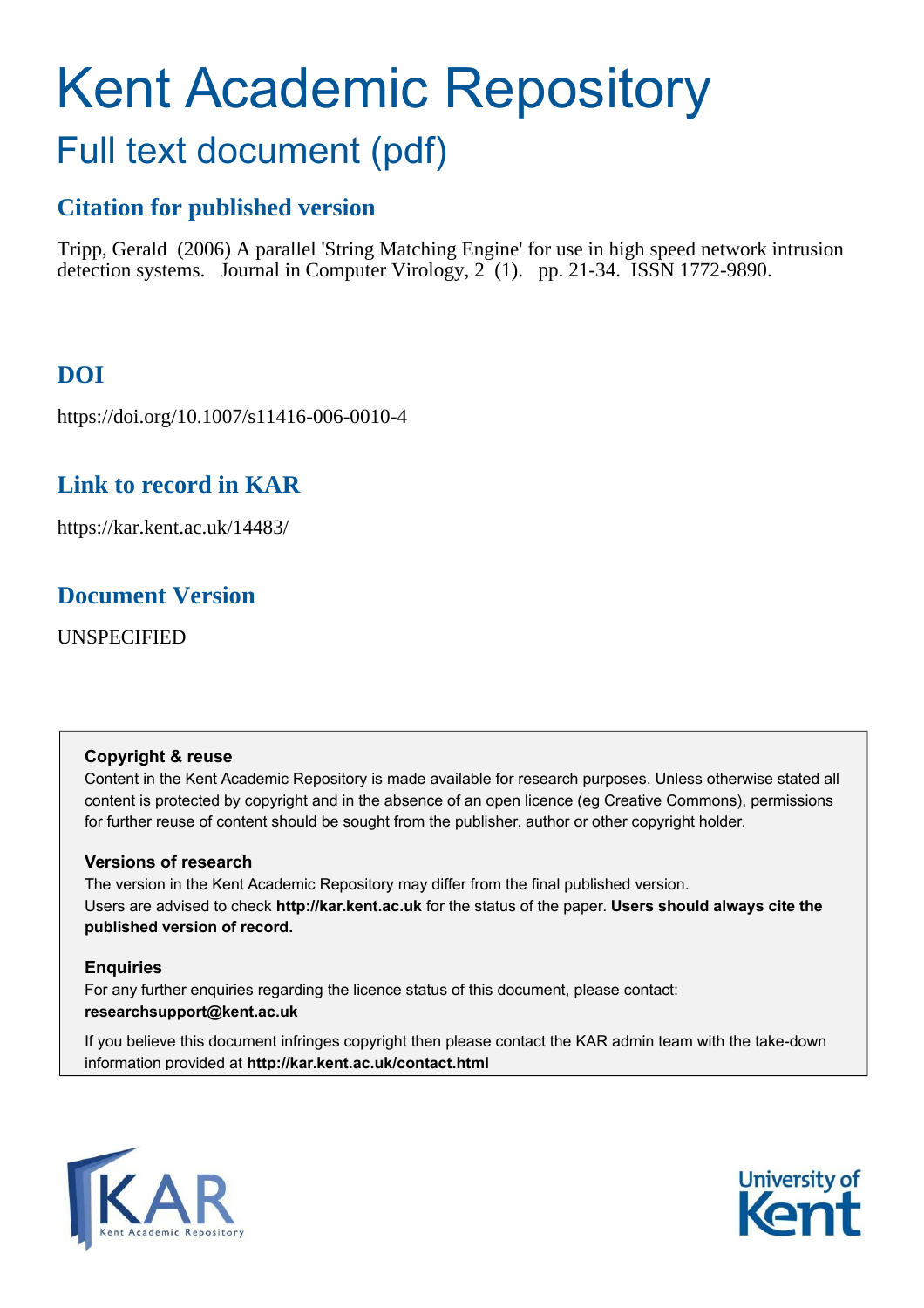# Kent Academic Repository

## Full text document (pdf)

### Citation for published version

Tripp, Gerald (2006) A parallel 'String Matching Engine' for use in high speed network intrusion detection systems. Journal in Computer Virology, 2 (1). pp. 21-34. ISSN 1772-9890.

### DOI

https://doi.org/10.1007/s11416-006-0010-4

### Link to record in KAR

https://kar.kent.ac.uk/14483/

### Document Version

UNSPECIFIED

**Copyright & reuse**

Content in the Kent Academic Repository is made available for research purposes. Unless otherwise stated all content is protected by copyright and in the absence of an open licence (eg Creative Commons), permissions for further reuse of content should be sought from the publisher, author or other copyright holder.

**Versions of research**

The version in the Kent Academic Repository may differ from the final published version.
Users are advised to check **http://kar.kent.ac.uk** for the status of the paper. **Users should always cite the published version of record.**

**Enquiries**

For any further enquiries regarding the licence status of this document, please contact:
**researchsupport@kent.ac.uk**

If you believe this document infringes copyright then please contact the KAR admin team with the take-down information provided at **http://kar.kent.ac.uk/contact.html**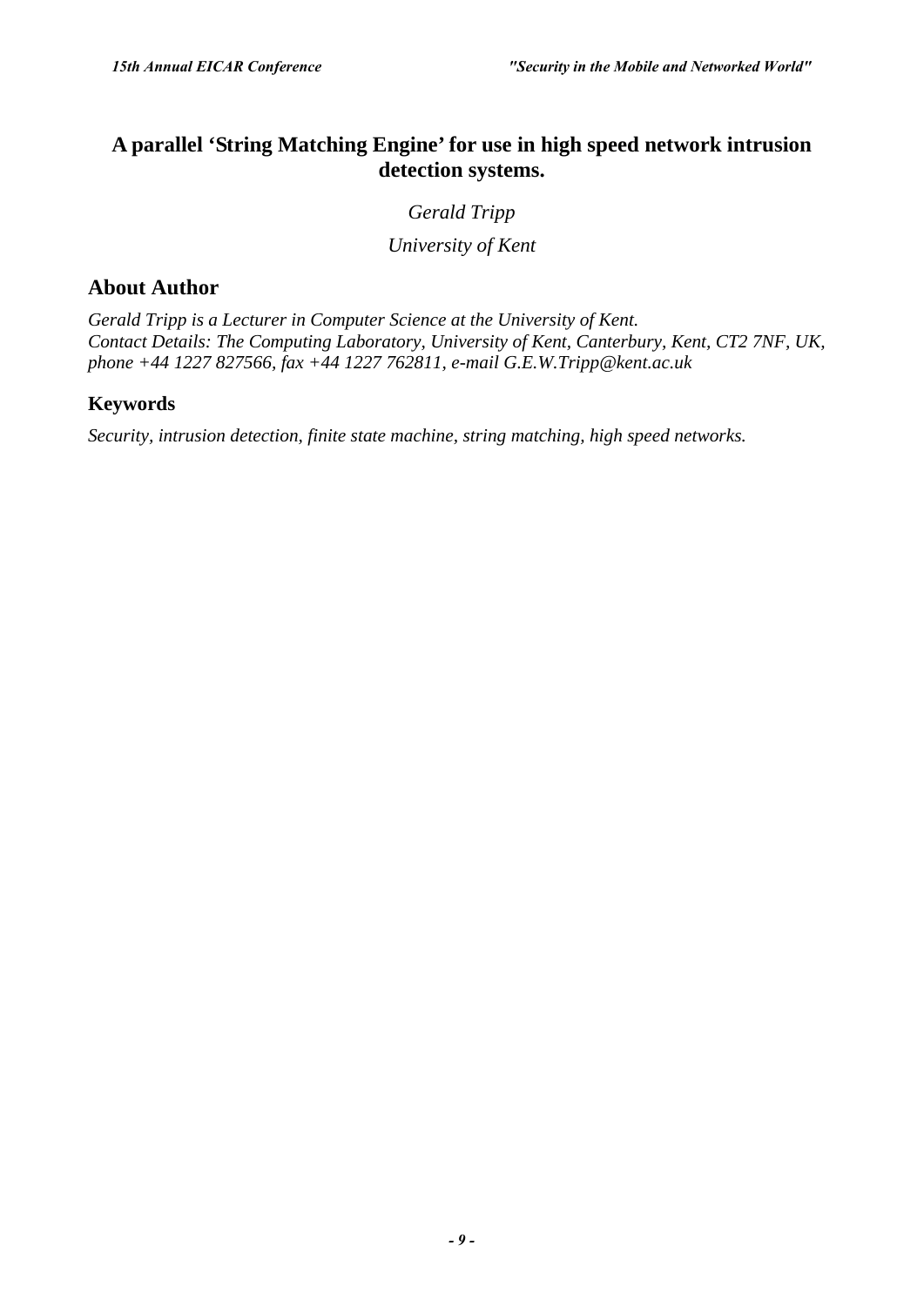# A parallel 'String Matching Engine' for use in high speed network intrusion detection systems.

*Gerald Tripp*

*University of Kent*

## About Author

*Gerald Tripp is a Lecturer in Computer Science at the University of Kent.*
*Contact Details: The Computing Laboratory, University of Kent, Canterbury, Kent, CT2 7NF, UK, phone +44 1227 827566, fax +44 1227 762811, e-mail G.E.W.Tripp@kent.ac.uk*

## Keywords

*Security, intrusion detection, finite state machine, string matching, high speed networks.*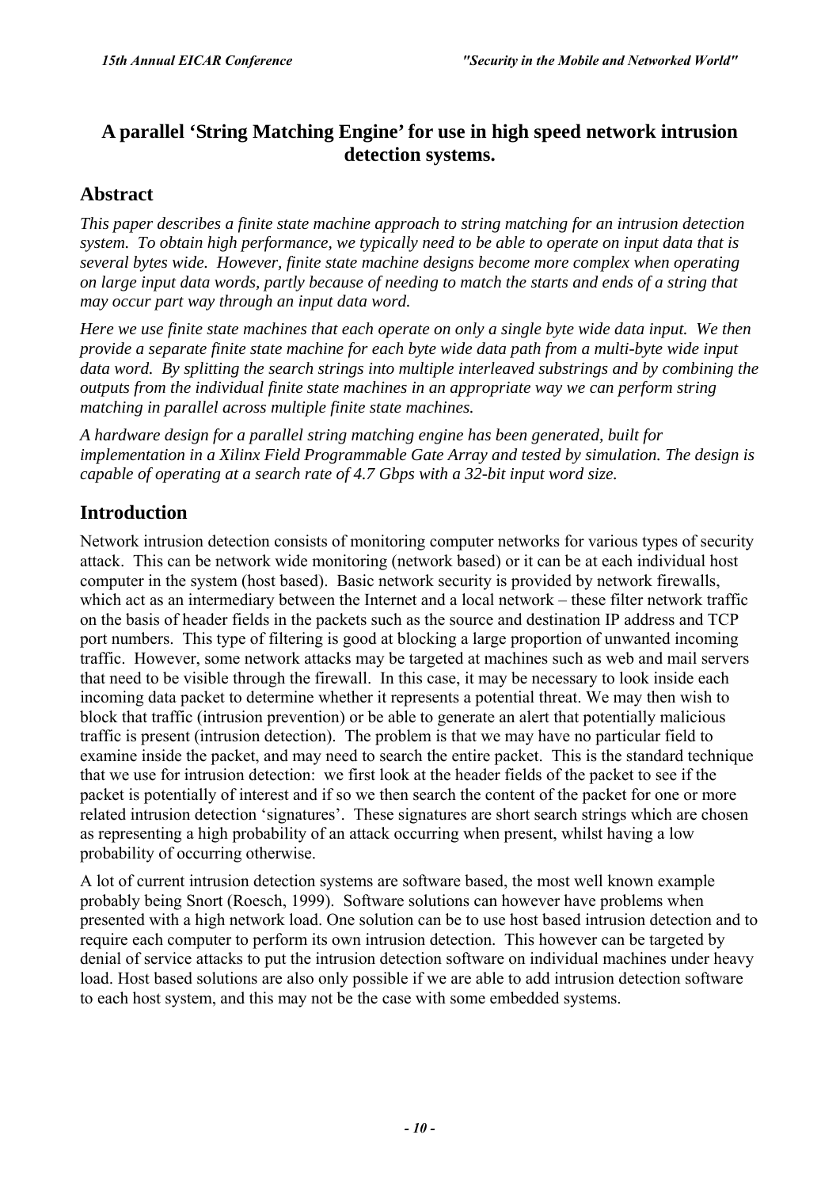# A parallel 'String Matching Engine' for use in high speed network intrusion detection systems.

## Abstract

*This paper describes a finite state machine approach to string matching for an intrusion detection system. To obtain high performance, we typically need to be able to operate on input data that is several bytes wide. However, finite state machine designs become more complex when operating on large input data words, partly because of needing to match the starts and ends of a string that may occur part way through an input data word.*

*Here we use finite state machines that each operate on only a single byte wide data input. We then provide a separate finite state machine for each byte wide data path from a multi-byte wide input data word. By splitting the search strings into multiple interleaved substrings and by combining the outputs from the individual finite state machines in an appropriate way we can perform string matching in parallel across multiple finite state machines.*

*A hardware design for a parallel string matching engine has been generated, built for implementation in a Xilinx Field Programmable Gate Array and tested by simulation. The design is capable of operating at a search rate of 4.7 Gbps with a 32-bit input word size.*

## Introduction

Network intrusion detection consists of monitoring computer networks for various types of security attack. This can be network wide monitoring (network based) or it can be at each individual host computer in the system (host based). Basic network security is provided by network firewalls, which act as an intermediary between the Internet and a local network – these filter network traffic on the basis of header fields in the packets such as the source and destination IP address and TCP port numbers. This type of filtering is good at blocking a large proportion of unwanted incoming traffic. However, some network attacks may be targeted at machines such as web and mail servers that need to be visible through the firewall. In this case, it may be necessary to look inside each incoming data packet to determine whether it represents a potential threat. We may then wish to block that traffic (intrusion prevention) or be able to generate an alert that potentially malicious traffic is present (intrusion detection). The problem is that we may have no particular field to examine inside the packet, and may need to search the entire packet. This is the standard technique that we use for intrusion detection: we first look at the header fields of the packet to see if the packet is potentially of interest and if so we then search the content of the packet for one or more related intrusion detection 'signatures'. These signatures are short search strings which are chosen as representing a high probability of an attack occurring when present, whilst having a low probability of occurring otherwise.

A lot of current intrusion detection systems are software based, the most well known example probably being Snort (Roesch, 1999). Software solutions can however have problems when presented with a high network load. One solution can be to use host based intrusion detection and to require each computer to perform its own intrusion detection. This however can be targeted by denial of service attacks to put the intrusion detection software on individual machines under heavy load. Host based solutions are also only possible if we are able to add intrusion detection software to each host system, and this may not be the case with some embedded systems.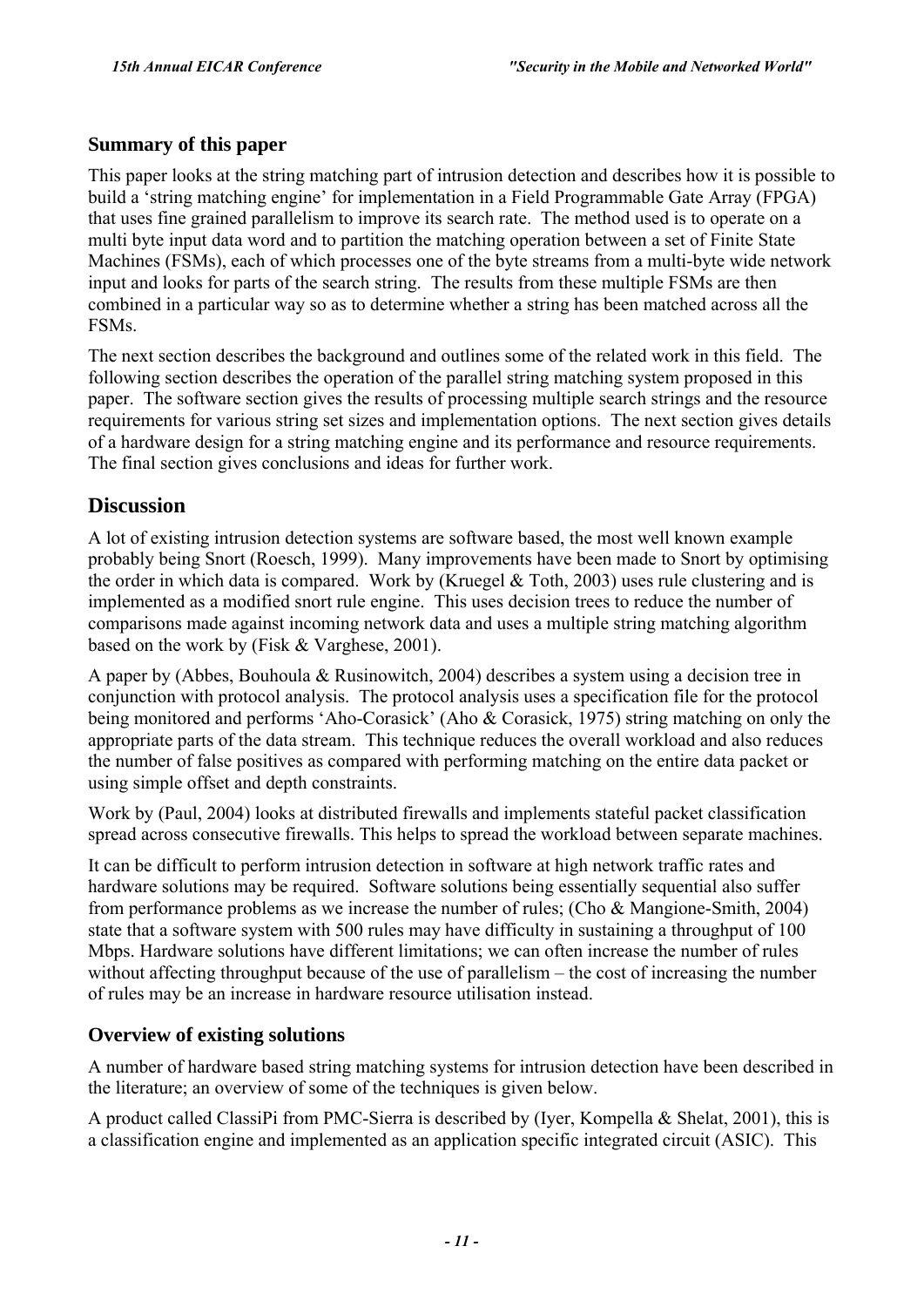### Summary of this paper

This paper looks at the string matching part of intrusion detection and describes how it is possible to build a 'string matching engine' for implementation in a Field Programmable Gate Array (FPGA) that uses fine grained parallelism to improve its search rate. The method used is to operate on a multi byte input data word and to partition the matching operation between a set of Finite State Machines (FSMs), each of which processes one of the byte streams from a multi-byte wide network input and looks for parts of the search string. The results from these multiple FSMs are then combined in a particular way so as to determine whether a string has been matched across all the FSMs.

The next section describes the background and outlines some of the related work in this field. The following section describes the operation of the parallel string matching system proposed in this paper. The software section gives the results of processing multiple search strings and the resource requirements for various string set sizes and implementation options. The next section gives details of a hardware design for a string matching engine and its performance and resource requirements. The final section gives conclusions and ideas for further work.

## Discussion

A lot of existing intrusion detection systems are software based, the most well known example probably being Snort (Roesch, 1999). Many improvements have been made to Snort by optimising the order in which data is compared. Work by (Kruegel & Toth, 2003) uses rule clustering and is implemented as a modified snort rule engine. This uses decision trees to reduce the number of comparisons made against incoming network data and uses a multiple string matching algorithm based on the work by (Fisk & Varghese, 2001).

A paper by (Abbes, Bouhoula & Rusinowitch, 2004) describes a system using a decision tree in conjunction with protocol analysis. The protocol analysis uses a specification file for the protocol being monitored and performs 'Aho-Corasick' (Aho & Corasick, 1975) string matching on only the appropriate parts of the data stream. This technique reduces the overall workload and also reduces the number of false positives as compared with performing matching on the entire data packet or using simple offset and depth constraints.

Work by (Paul, 2004) looks at distributed firewalls and implements stateful packet classification spread across consecutive firewalls. This helps to spread the workload between separate machines.

It can be difficult to perform intrusion detection in software at high network traffic rates and hardware solutions may be required. Software solutions being essentially sequential also suffer from performance problems as we increase the number of rules; (Cho & Mangione-Smith, 2004) state that a software system with 500 rules may have difficulty in sustaining a throughput of 100 Mbps. Hardware solutions have different limitations; we can often increase the number of rules without affecting throughput because of the use of parallelism – the cost of increasing the number of rules may be an increase in hardware resource utilisation instead.

### Overview of existing solutions

A number of hardware based string matching systems for intrusion detection have been described in the literature; an overview of some of the techniques is given below.

A product called ClassiPi from PMC-Sierra is described by (Iyer, Kompella & Shelat, 2001), this is a classification engine and implemented as an application specific integrated circuit (ASIC). This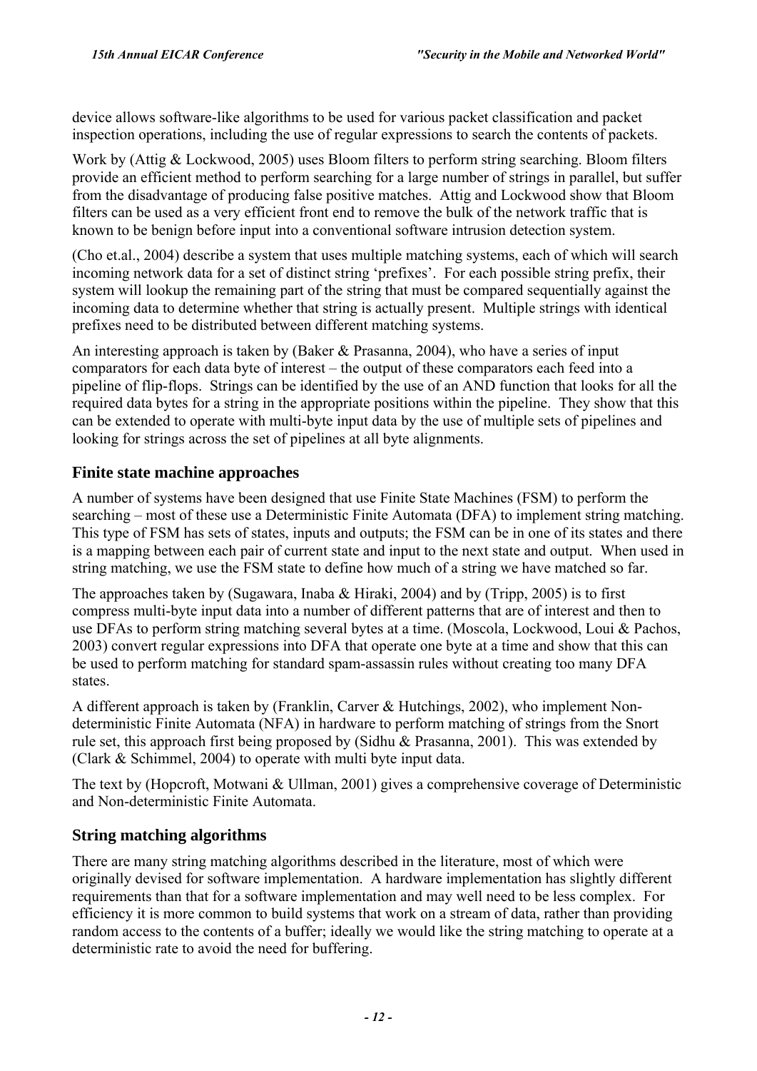device allows software-like algorithms to be used for various packet classification and packet inspection operations, including the use of regular expressions to search the contents of packets.

Work by (Attig & Lockwood, 2005) uses Bloom filters to perform string searching. Bloom filters provide an efficient method to perform searching for a large number of strings in parallel, but suffer from the disadvantage of producing false positive matches. Attig and Lockwood show that Bloom filters can be used as a very efficient front end to remove the bulk of the network traffic that is known to be benign before input into a conventional software intrusion detection system.

(Cho et.al., 2004) describe a system that uses multiple matching systems, each of which will search incoming network data for a set of distinct string 'prefixes'. For each possible string prefix, their system will lookup the remaining part of the string that must be compared sequentially against the incoming data to determine whether that string is actually present. Multiple strings with identical prefixes need to be distributed between different matching systems.

An interesting approach is taken by (Baker & Prasanna, 2004), who have a series of input comparators for each data byte of interest – the output of these comparators each feed into a pipeline of flip-flops. Strings can be identified by the use of an AND function that looks for all the required data bytes for a string in the appropriate positions within the pipeline. They show that this can be extended to operate with multi-byte input data by the use of multiple sets of pipelines and looking for strings across the set of pipelines at all byte alignments.

## Finite state machine approaches

A number of systems have been designed that use Finite State Machines (FSM) to perform the searching – most of these use a Deterministic Finite Automata (DFA) to implement string matching. This type of FSM has sets of states, inputs and outputs; the FSM can be in one of its states and there is a mapping between each pair of current state and input to the next state and output. When used in string matching, we use the FSM state to define how much of a string we have matched so far.

The approaches taken by (Sugawara, Inaba & Hiraki, 2004) and by (Tripp, 2005) is to first compress multi-byte input data into a number of different patterns that are of interest and then to use DFAs to perform string matching several bytes at a time. (Moscola, Lockwood, Loui & Pachos, 2003) convert regular expressions into DFA that operate one byte at a time and show that this can be used to perform matching for standard spam-assassin rules without creating too many DFA states.

A different approach is taken by (Franklin, Carver & Hutchings, 2002), who implement Non-deterministic Finite Automata (NFA) in hardware to perform matching of strings from the Snort rule set, this approach first being proposed by (Sidhu & Prasanna, 2001). This was extended by (Clark & Schimmel, 2004) to operate with multi byte input data.

The text by (Hopcroft, Motwani & Ullman, 2001) gives a comprehensive coverage of Deterministic and Non-deterministic Finite Automata.

## String matching algorithms

There are many string matching algorithms described in the literature, most of which were originally devised for software implementation. A hardware implementation has slightly different requirements than that for a software implementation and may well need to be less complex. For efficiency it is more common to build systems that work on a stream of data, rather than providing random access to the contents of a buffer; ideally we would like the string matching to operate at a deterministic rate to avoid the need for buffering.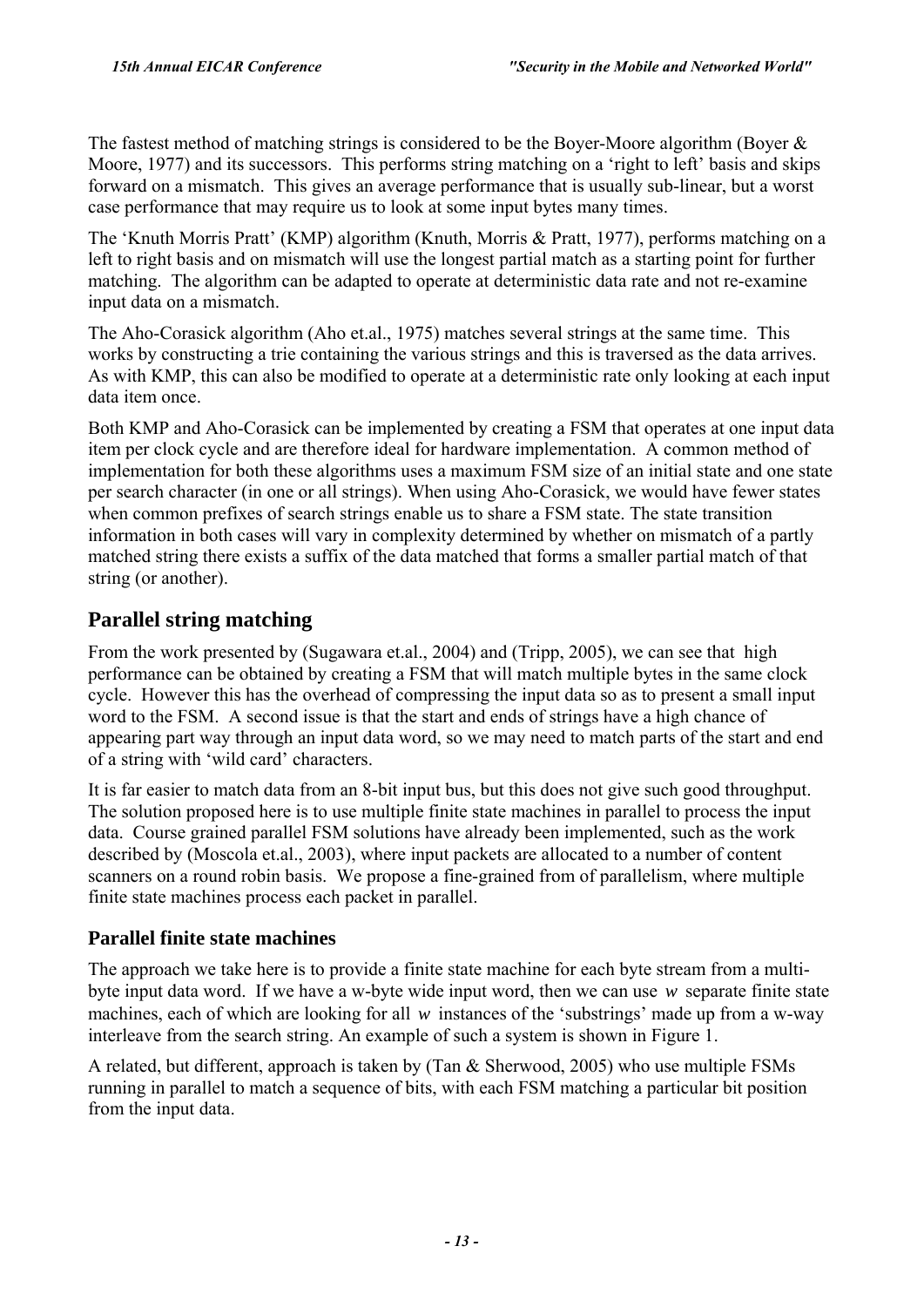The fastest method of matching strings is considered to be the Boyer-Moore algorithm (Boyer & Moore, 1977) and its successors. This performs string matching on a 'right to left' basis and skips forward on a mismatch. This gives an average performance that is usually sub-linear, but a worst case performance that may require us to look at some input bytes many times.

The 'Knuth Morris Pratt' (KMP) algorithm (Knuth, Morris & Pratt, 1977), performs matching on a left to right basis and on mismatch will use the longest partial match as a starting point for further matching. The algorithm can be adapted to operate at deterministic data rate and not re-examine input data on a mismatch.

The Aho-Corasick algorithm (Aho et.al., 1975) matches several strings at the same time. This works by constructing a trie containing the various strings and this is traversed as the data arrives. As with KMP, this can also be modified to operate at a deterministic rate only looking at each input data item once.

Both KMP and Aho-Corasick can be implemented by creating a FSM that operates at one input data item per clock cycle and are therefore ideal for hardware implementation. A common method of implementation for both these algorithms uses a maximum FSM size of an initial state and one state per search character (in one or all strings). When using Aho-Corasick, we would have fewer states when common prefixes of search strings enable us to share a FSM state. The state transition information in both cases will vary in complexity determined by whether on mismatch of a partly matched string there exists a suffix of the data matched that forms a smaller partial match of that string (or another).

## Parallel string matching

From the work presented by (Sugawara et.al., 2004) and (Tripp, 2005), we can see that high performance can be obtained by creating a FSM that will match multiple bytes in the same clock cycle. However this has the overhead of compressing the input data so as to present a small input word to the FSM. A second issue is that the start and ends of strings have a high chance of appearing part way through an input data word, so we may need to match parts of the start and end of a string with 'wild card' characters.

It is far easier to match data from an 8-bit input bus, but this does not give such good throughput. The solution proposed here is to use multiple finite state machines in parallel to process the input data. Course grained parallel FSM solutions have already been implemented, such as the work described by (Moscola et.al., 2003), where input packets are allocated to a number of content scanners on a round robin basis. We propose a fine-grained from of parallelism, where multiple finite state machines process each packet in parallel.

### Parallel finite state machines

The approach we take here is to provide a finite state machine for each byte stream from a multi-byte input data word. If we have a w-byte wide input word, then we can use $w$ separate finite state machines, each of which are looking for all $w$ instances of the 'substrings' made up from a w-way interleave from the search string. An example of such a system is shown in Figure 1.

A related, but different, approach is taken by (Tan & Sherwood, 2005) who use multiple FSMs running in parallel to match a sequence of bits, with each FSM matching a particular bit position from the input data.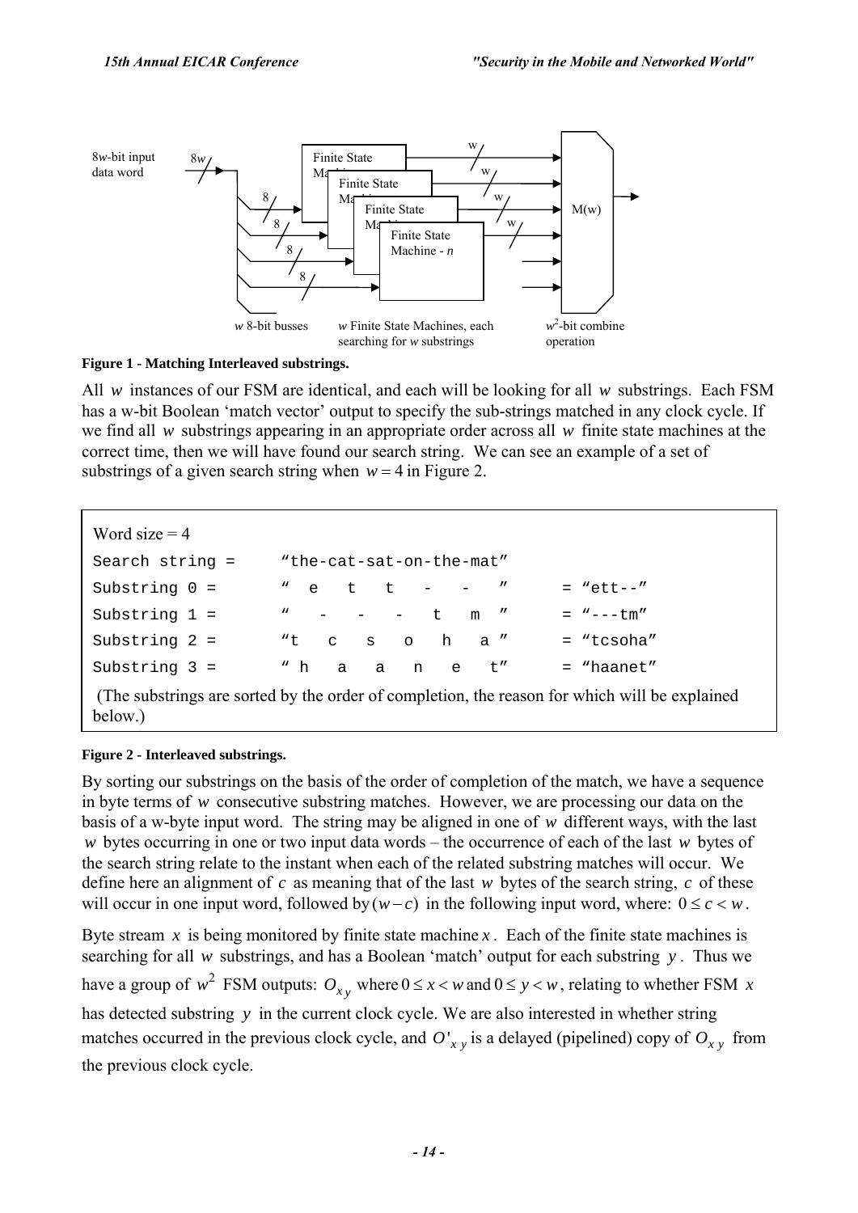8w-bit input data word

8w

Finite State Machine

Finite State Machine

Finite State Machine

Finite State Machine - n

M(w)

w 8-bit busses

w Finite State Machines, each searching for w substrings

$w^2$-bit combine operation

**Figure 1 - Matching Interleaved substrings.**

All $w$ instances of our FSM are identical, and each will be looking for all $w$ substrings. Each FSM has a w-bit Boolean 'match vector' output to specify the sub-strings matched in any clock cycle. If we find all $w$ substrings appearing in an appropriate order across all $w$ finite state machines at the correct time, then we will have found our search string. We can see an example of a set of substrings of a given search string when $w = 4$ in Figure 2.

```
Word size = 4
Search string =     "the-cat-sat-on-the-mat"
Substring 0 =       " e   t   t   -   -  "     = "ett--"
Substring 1 =       "  -   -   -   t   m  "    = "---tm"
Substring 2 =       "t   c   s   o   h   a "   = "tcsoha"
Substring 3 =       " h   a   a   n   e   t"   = "haanet"
```

(The substrings are sorted by the order of completion, the reason for which will be explained below.)

**Figure 2 - Interleaved substrings.**

By sorting our substrings on the basis of the order of completion of the match, we have a sequence in byte terms of $w$ consecutive substring matches. However, we are processing our data on the basis of a w-byte input word. The string may be aligned in one of $w$ different ways, with the last $w$ bytes occurring in one or two input data words – the occurrence of each of the last $w$ bytes of the search string relate to the instant when each of the related substring matches will occur. We define here an alignment of $c$ as meaning that of the last $w$ bytes of the search string, $c$ of these will occur in one input word, followed by $(w - c)$ in the following input word, where: $0 \le c < w$.

Byte stream $x$ is being monitored by finite state machine $x$. Each of the finite state machines is searching for all $w$ substrings, and has a Boolean 'match' output for each substring $y$. Thus we have a group of $w^2$ FSM outputs: $O_{x\,y}$ where $0 \le x < w$ and $0 \le y < w$, relating to whether FSM $x$ has detected substring $y$ in the current clock cycle. We are also interested in whether string matches occurred in the previous clock cycle, and $O'_{x\,y}$ is a delayed (pipelined) copy of $O_{x\,y}$ from the previous clock cycle.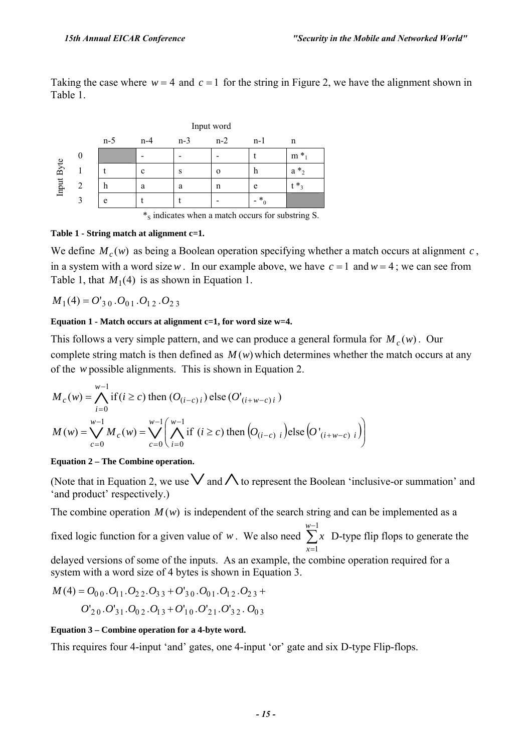Taking the case where $w = 4$ and $c = 1$ for the string in Figure 2, we have the alignment shown in Table 1.

| | | Input word | | | | | |
|---|---|---|---|---|---|---|---|
| | | n-5 | n-4 | n-3 | n-2 | n-1 | n |
| Input Byte | 0 | | - | - | - | t | m $*_1$ |
| | 1 | t | c | s | o | h | a $*_2$ |
| | 2 | h | a | a | n | e | t $*_3$ |
| | 3 | e | t | t | - | - $*_0$ | |

$*_S$ indicates when a match occurs for substring S.

**Table 1 - String match at alignment c=1.**

We define $M_c(w)$ as being a Boolean operation specifying whether a match occurs at alignment $c$, in a system with a word size $w$. In our example above, we have $c = 1$ and $w = 4$; we can see from Table 1, that $M_1(4)$ is as shown in Equation 1.

$$M_1(4) = O'_{3\,0} . O_{0\,1} . O_{1\,2} . O_{2\,3}$$

**Equation 1 - Match occurs at alignment c=1, for word size w=4.**

This follows a very simple pattern, and we can produce a general formula for $M_c(w)$. Our complete string match is then defined as $M(w)$ which determines whether the match occurs at any of the $w$ possible alignments. This is shown in Equation 2.

$$M_c(w) = \bigwedge_{i=0}^{w-1} \text{if}\,(i \geq c)\text{ then }(O_{(i-c)\,i})\text{ else }(O'_{(i+w-c)\,i})$$

$$M(w) = \bigvee_{c=0}^{w-1} M_c(w) = \bigvee_{c=0}^{w-1} \left( \bigwedge_{i=0}^{w-1} \text{if }(i \geq c)\text{ then }\left(O_{(i-c)\;i}\right)\text{else}\left(O'_{(i+w-c)\;i}\right) \right)$$

**Equation 2 – The Combine operation.**

(Note that in Equation 2, we use $\bigvee$ and $\bigwedge$ to represent the Boolean 'inclusive-or summation' and 'and product' respectively.)

The combine operation $M(w)$ is independent of the search string and can be implemented as a fixed logic function for a given value of $w$. We also need $\sum_{x=1}^{w-1} x$ D-type flip flops to generate the delayed versions of some of the inputs. As an example, the combine operation required for a system with a word size of 4 bytes is shown in Equation 3.

$$\begin{aligned} M(4) = {} & O_{0\,0} . O_{1\,1} . O_{2\,2} . O_{3\,3} + O'_{3\,0} . O_{0\,1} . O_{1\,2} . O_{2\,3} + \\ & O'_{2\,0} . O'_{3\,1} . O_{0\,2} . O_{1\,3} + O'_{1\,0} . O'_{2\,1} . O'_{3\,2} . O_{0\,3} \end{aligned}$$

**Equation 3 – Combine operation for a 4-byte word.**

This requires four 4-input 'and' gates, one 4-input 'or' gate and six D-type Flip-flops.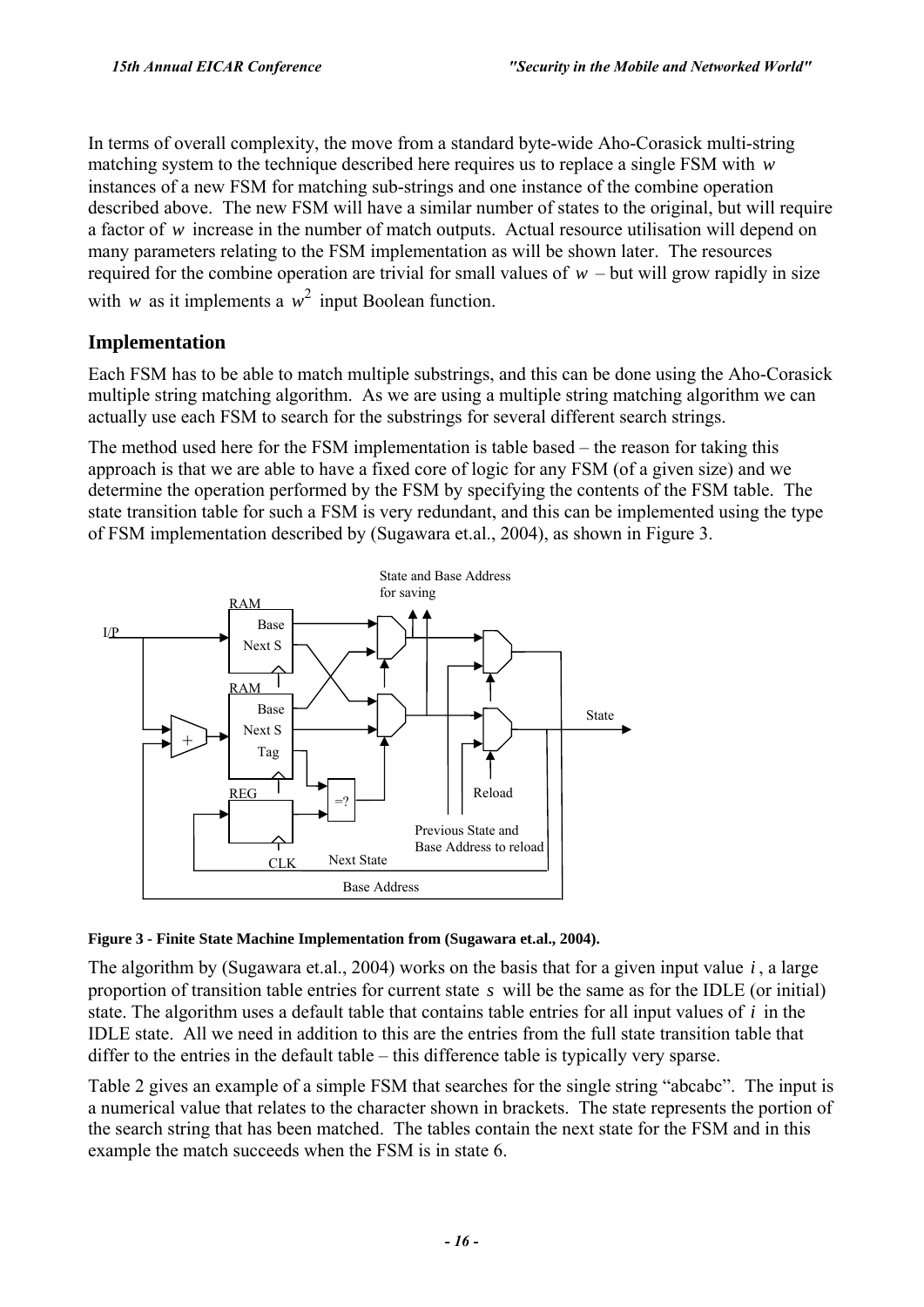In terms of overall complexity, the move from a standard byte-wide Aho-Corasick multi-string matching system to the technique described here requires us to replace a single FSM with $w$ instances of a new FSM for matching sub-strings and one instance of the combine operation described above. The new FSM will have a similar number of states to the original, but will require a factor of $w$ increase in the number of match outputs. Actual resource utilisation will depend on many parameters relating to the FSM implementation as will be shown later. The resources required for the combine operation are trivial for small values of $w$ – but will grow rapidly in size with $w$ as it implements a $w^2$ input Boolean function.

## Implementation

Each FSM has to be able to match multiple substrings, and this can be done using the Aho-Corasick multiple string matching algorithm. As we are using a multiple string matching algorithm we can actually use each FSM to search for the substrings for several different search strings.

The method used here for the FSM implementation is table based – the reason for taking this approach is that we are able to have a fixed core of logic for any FSM (of a given size) and we determine the operation performed by the FSM by specifying the contents of the FSM table. The state transition table for such a FSM is very redundant, and this can be implemented using the type of FSM implementation described by (Sugawara et.al., 2004), as shown in Figure 3.

**Figure 3 - Finite State Machine Implementation from (Sugawara et.al., 2004).**

The algorithm by (Sugawara et.al., 2004) works on the basis that for a given input value $i$, a large proportion of transition table entries for current state $s$ will be the same as for the IDLE (or initial) state. The algorithm uses a default table that contains table entries for all input values of $i$ in the IDLE state. All we need in addition to this are the entries from the full state transition table that differ to the entries in the default table – this difference table is typically very sparse.

Table 2 gives an example of a simple FSM that searches for the single string "abcabc". The input is a numerical value that relates to the character shown in brackets. The state represents the portion of the search string that has been matched. The tables contain the next state for the FSM and in this example the match succeeds when the FSM is in state 6.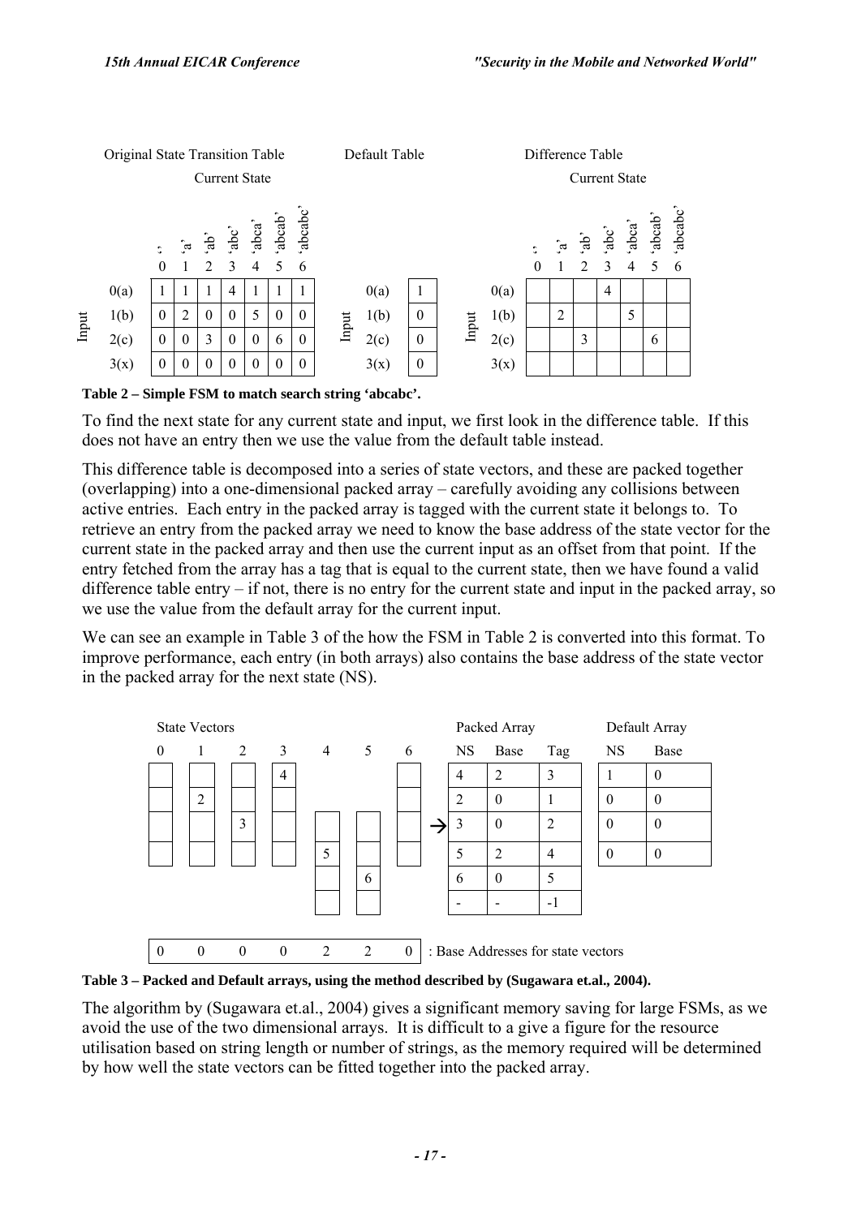Original State Transition Table

| | Input | '' 0 | 'a' 1 | 'ab' 2 | 'abc' 3 | 'abca' 4 | 'abcab' 5 | 'abcabc' 6 |
|---|---|---|---|---|---|---|---|---|
| Input | 0(a) | 1 | 1 | 1 | 4 | 1 | 1 | 1 |
| | 1(b) | 0 | 2 | 0 | 0 | 5 | 0 | 0 |
| | 2(c) | 0 | 0 | 3 | 0 | 0 | 6 | 0 |
| | 3(x) | 0 | 0 | 0 | 0 | 0 | 0 | 0 |

Default Table

| Input | |
|---|---|
| 0(a) | 1 |
| 1(b) | 0 |
| 2(c) | 0 |
| 3(x) | 0 |

Difference Table

| Input | '' 0 | 'a' 1 | 'ab' 2 | 'abc' 3 | 'abca' 4 | 'abcab' 5 | 'abcabc' 6 |
|---|---|---|---|---|---|---|---|
| 0(a) | | | | 4 | | | |
| 1(b) | | 2 | | | 5 | | |
| 2(c) | | | 3 | | | 6 | |
| 3(x) | | | | | | | |

**Table 2 – Simple FSM to match search string 'abcabc'.**

To find the next state for any current state and input, we first look in the difference table. If this does not have an entry then we use the value from the default table instead.

This difference table is decomposed into a series of state vectors, and these are packed together (overlapping) into a one-dimensional packed array – carefully avoiding any collisions between active entries. Each entry in the packed array is tagged with the current state it belongs to. To retrieve an entry from the packed array we need to know the base address of the state vector for the current state in the packed array and then use the current input as an offset from that point. If the entry fetched from the array has a tag that is equal to the current state, then we have found a valid difference table entry – if not, there is no entry for the current state and input in the packed array, so we use the value from the default array for the current input.

We can see an example in Table 3 of the how the FSM in Table 2 is converted into this format. To improve performance, each entry (in both arrays) also contains the base address of the state vector in the packed array for the next state (NS).

State Vectors

| 0 | 1 | 2 | 3 | 4 | 5 | 6 |
|---|---|---|---|---|---|---|
| | | | 4 | | | |
| | 2 | | | | | |
| | | 3 | | | | |
| | | | | 5 | | |
| | | | | | 6 | |
| | | | | | | |

Base Addresses for state vectors:

| 0 | 0 | 0 | 0 | 2 | 2 | 0 |
|---|---|---|---|---|---|---|

Packed Array

| NS | Base | Tag |
|---|---|---|
| 4 | 2 | 3 |
| 2 | 0 | 1 |
| 3 | 0 | 2 |
| 5 | 2 | 4 |
| 6 | 0 | 5 |
| - | - | -1 |

Default Array

| NS | Base |
|---|---|
| 1 | 0 |
| 0 | 0 |
| 0 | 0 |
| 0 | 0 |

**Table 3 – Packed and Default arrays, using the method described by (Sugawara et.al., 2004).**

The algorithm by (Sugawara et.al., 2004) gives a significant memory saving for large FSMs, as we avoid the use of the two dimensional arrays. It is difficult to a give a figure for the resource utilisation based on string length or number of strings, as the memory required will be determined by how well the state vectors can be fitted together into the packed array.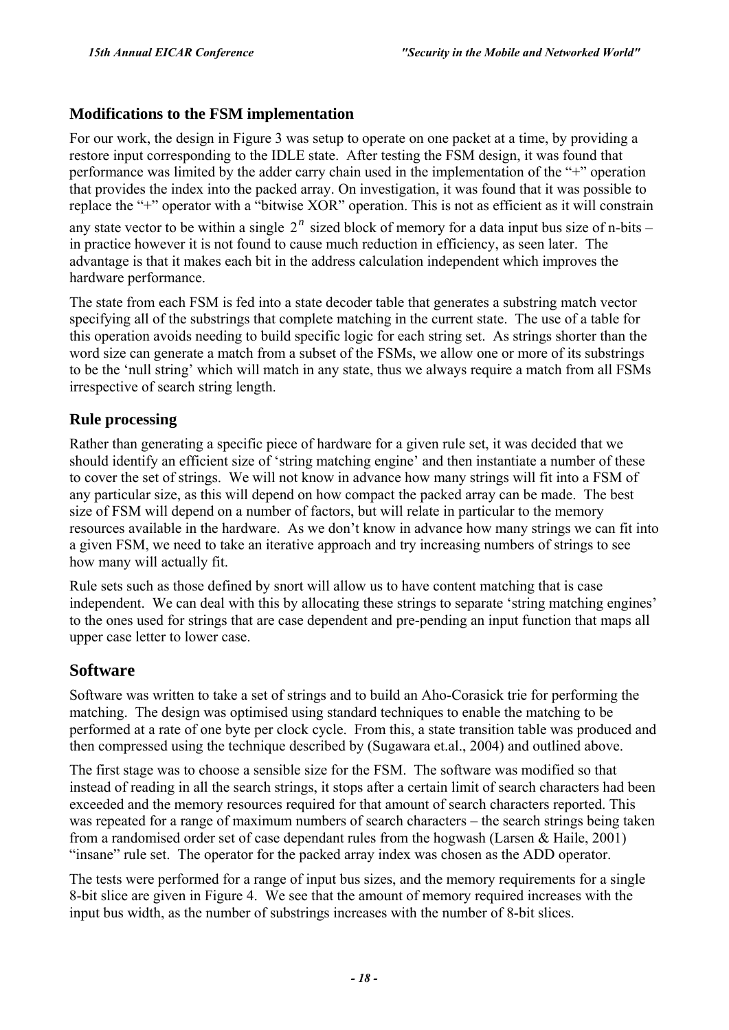### Modifications to the FSM implementation

For our work, the design in Figure 3 was setup to operate on one packet at a time, by providing a restore input corresponding to the IDLE state. After testing the FSM design, it was found that performance was limited by the adder carry chain used in the implementation of the "+" operation that provides the index into the packed array. On investigation, it was found that it was possible to replace the "+" operator with a "bitwise XOR" operation. This is not as efficient as it will constrain any state vector to be within a single $2^n$ sized block of memory for a data input bus size of n-bits – in practice however it is not found to cause much reduction in efficiency, as seen later. The advantage is that it makes each bit in the address calculation independent which improves the hardware performance.

The state from each FSM is fed into a state decoder table that generates a substring match vector specifying all of the substrings that complete matching in the current state. The use of a table for this operation avoids needing to build specific logic for each string set. As strings shorter than the word size can generate a match from a subset of the FSMs, we allow one or more of its substrings to be the 'null string' which will match in any state, thus we always require a match from all FSMs irrespective of search string length.

### Rule processing

Rather than generating a specific piece of hardware for a given rule set, it was decided that we should identify an efficient size of 'string matching engine' and then instantiate a number of these to cover the set of strings. We will not know in advance how many strings will fit into a FSM of any particular size, as this will depend on how compact the packed array can be made. The best size of FSM will depend on a number of factors, but will relate in particular to the memory resources available in the hardware. As we don't know in advance how many strings we can fit into a given FSM, we need to take an iterative approach and try increasing numbers of strings to see how many will actually fit.

Rule sets such as those defined by snort will allow us to have content matching that is case independent. We can deal with this by allocating these strings to separate 'string matching engines' to the ones used for strings that are case dependent and pre-pending an input function that maps all upper case letter to lower case.

## Software

Software was written to take a set of strings and to build an Aho-Corasick trie for performing the matching. The design was optimised using standard techniques to enable the matching to be performed at a rate of one byte per clock cycle. From this, a state transition table was produced and then compressed using the technique described by (Sugawara et.al., 2004) and outlined above.

The first stage was to choose a sensible size for the FSM. The software was modified so that instead of reading in all the search strings, it stops after a certain limit of search characters had been exceeded and the memory resources required for that amount of search characters reported. This was repeated for a range of maximum numbers of search characters – the search strings being taken from a randomised order set of case dependant rules from the hogwash (Larsen & Haile, 2001) "insane" rule set. The operator for the packed array index was chosen as the ADD operator.

The tests were performed for a range of input bus sizes, and the memory requirements for a single 8-bit slice are given in Figure 4. We see that the amount of memory required increases with the input bus width, as the number of substrings increases with the number of 8-bit slices.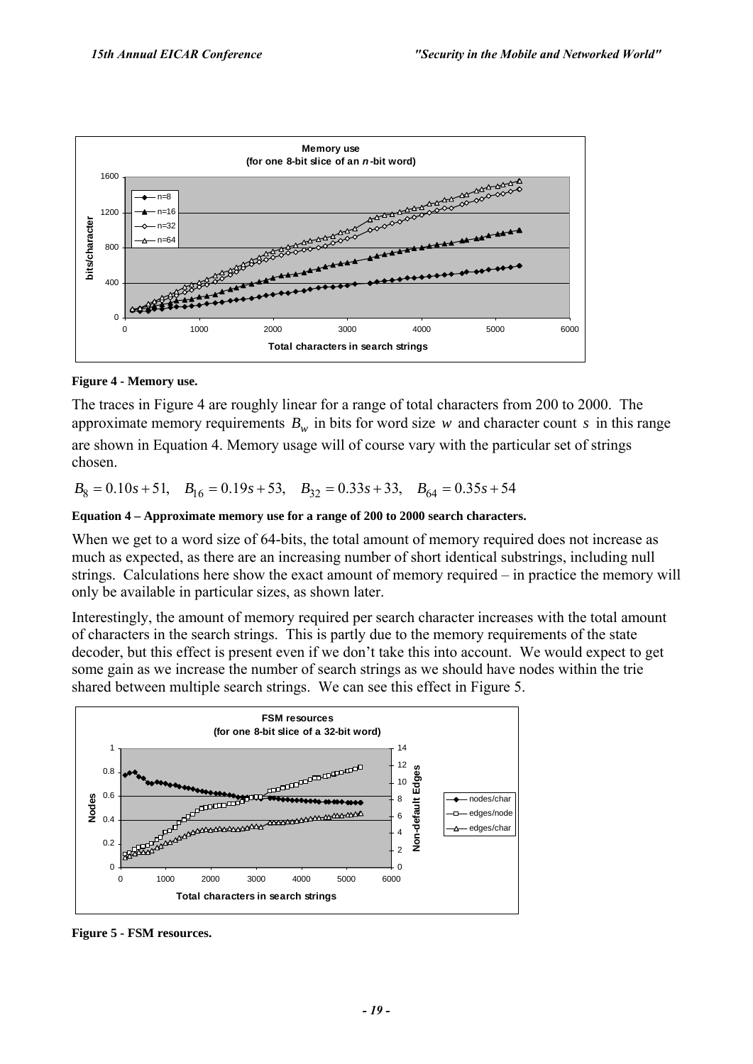**Figure 4 - Memory use.**

The traces in Figure 4 are roughly linear for a range of total characters from 200 to 2000. The approximate memory requirements $B_w$ in bits for word size $w$ and character count $s$ in this range are shown in Equation 4. Memory usage will of course vary with the particular set of strings chosen.

$$B_8 = 0.10s + 51, \quad B_{16} = 0.19s + 53, \quad B_{32} = 0.33s + 33, \quad B_{64} = 0.35s + 54$$

**Equation 4 – Approximate memory use for a range of 200 to 2000 search characters.**

When we get to a word size of 64-bits, the total amount of memory required does not increase as much as expected, as there are an increasing number of short identical substrings, including null strings. Calculations here show the exact amount of memory required – in practice the memory will only be available in particular sizes, as shown later.

Interestingly, the amount of memory required per search character increases with the total amount of characters in the search strings. This is partly due to the memory requirements of the state decoder, but this effect is present even if we don't take this into account. We would expect to get some gain as we increase the number of search strings as we should have nodes within the trie shared between multiple search strings. We can see this effect in Figure 5.

**Figure 5 - FSM resources.**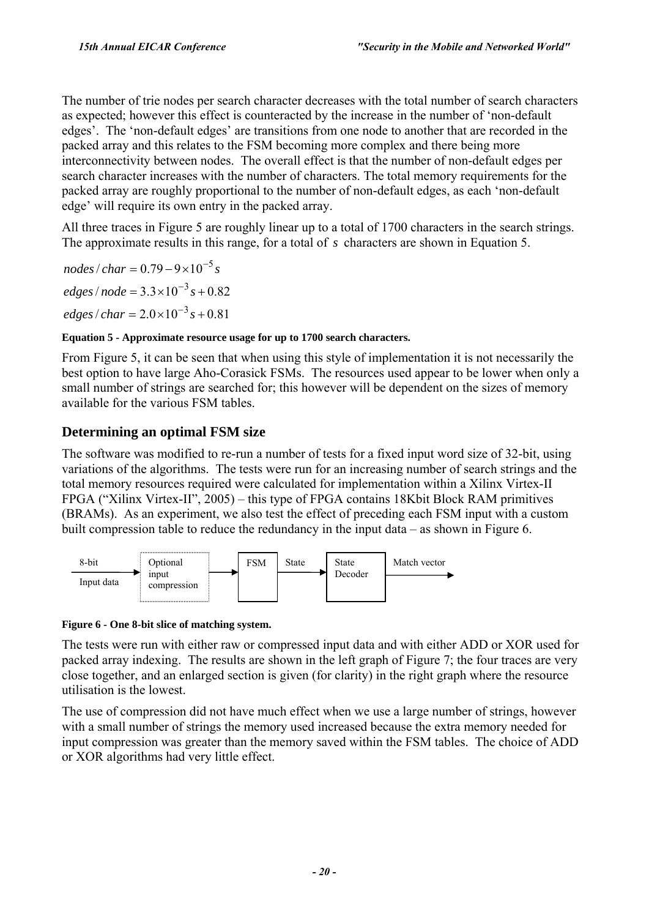The number of trie nodes per search character decreases with the total number of search characters as expected; however this effect is counteracted by the increase in the number of 'non-default edges'. The 'non-default edges' are transitions from one node to another that are recorded in the packed array and this relates to the FSM becoming more complex and there being more interconnectivity between nodes. The overall effect is that the number of non-default edges per search character increases with the number of characters. The total memory requirements for the packed array are roughly proportional to the number of non-default edges, as each 'non-default edge' will require its own entry in the packed array.

All three traces in Figure 5 are roughly linear up to a total of 1700 characters in the search strings. The approximate results in this range, for a total of $s$ characters are shown in Equation 5.

$$nodes / char = 0.79 - 9 \times 10^{-5} s$$

$$edges / node = 3.3 \times 10^{-3} s + 0.82$$

$$edges / char = 2.0 \times 10^{-3} s + 0.81$$

**Equation 5 - Approximate resource usage for up to 1700 search characters.**

From Figure 5, it can be seen that when using this style of implementation it is not necessarily the best option to have large Aho-Corasick FSMs. The resources used appear to be lower when only a small number of strings are searched for; this however will be dependent on the sizes of memory available for the various FSM tables.

## Determining an optimal FSM size

The software was modified to re-run a number of tests for a fixed input word size of 32-bit, using variations of the algorithms. The tests were run for an increasing number of search strings and the total memory resources required were calculated for implementation within a Xilinx Virtex-II FPGA ("Xilinx Virtex-II", 2005) – this type of FPGA contains 18Kbit Block RAM primitives (BRAMs). As an experiment, we also test the effect of preceding each FSM input with a custom built compression table to reduce the redundancy in the input data – as shown in Figure 6.

8-bit Input data → Optional input compression → FSM → State → State Decoder → Match vector

**Figure 6 - One 8-bit slice of matching system.**

The tests were run with either raw or compressed input data and with either ADD or XOR used for packed array indexing. The results are shown in the left graph of Figure 7; the four traces are very close together, and an enlarged section is given (for clarity) in the right graph where the resource utilisation is the lowest.

The use of compression did not have much effect when we use a large number of strings, however with a small number of strings the memory used increased because the extra memory needed for input compression was greater than the memory saved within the FSM tables. The choice of ADD or XOR algorithms had very little effect.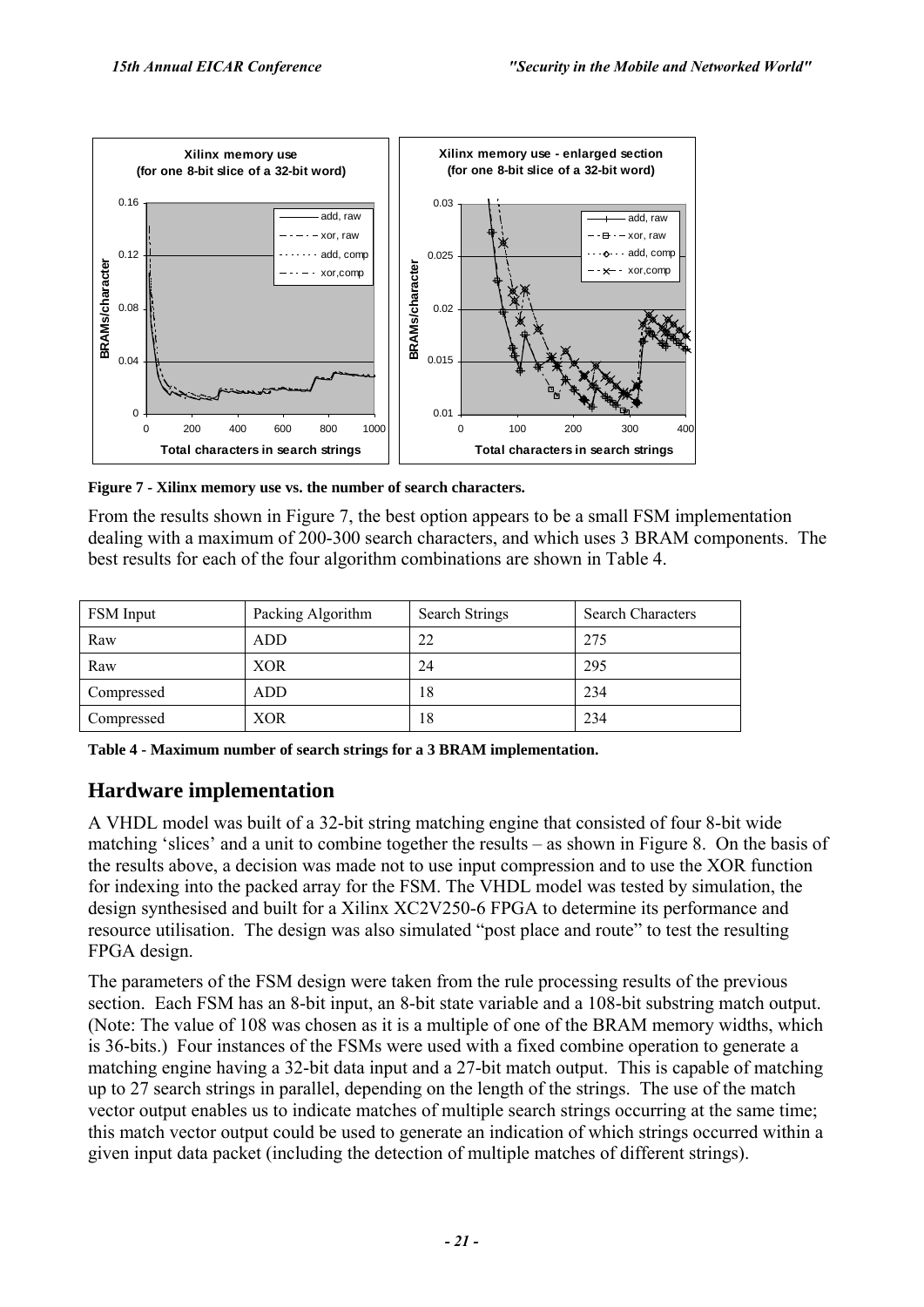Figure 7 - Xilinx memory use vs. the number of search characters.

From the results shown in Figure 7, the best option appears to be a small FSM implementation dealing with a maximum of 200-300 search characters, and which uses 3 BRAM components. The best results for each of the four algorithm combinations are shown in Table 4.

| FSM Input | Packing Algorithm | Search Strings | Search Characters |
|---|---|---|---|
| Raw | ADD | 22 | 275 |
| Raw | XOR | 24 | 295 |
| Compressed | ADD | 18 | 234 |
| Compressed | XOR | 18 | 234 |

**Table 4 - Maximum number of search strings for a 3 BRAM implementation.**

## Hardware implementation

A VHDL model was built of a 32-bit string matching engine that consisted of four 8-bit wide matching 'slices' and a unit to combine together the results – as shown in Figure 8. On the basis of the results above, a decision was made not to use input compression and to use the XOR function for indexing into the packed array for the FSM. The VHDL model was tested by simulation, the design synthesised and built for a Xilinx XC2V250-6 FPGA to determine its performance and resource utilisation. The design was also simulated "post place and route" to test the resulting FPGA design.

The parameters of the FSM design were taken from the rule processing results of the previous section. Each FSM has an 8-bit input, an 8-bit state variable and a 108-bit substring match output. (Note: The value of 108 was chosen as it is a multiple of one of the BRAM memory widths, which is 36-bits.) Four instances of the FSMs were used with a fixed combine operation to generate a matching engine having a 32-bit data input and a 27-bit match output. This is capable of matching up to 27 search strings in parallel, depending on the length of the strings. The use of the match vector output enables us to indicate matches of multiple search strings occurring at the same time; this match vector output could be used to generate an indication of which strings occurred within a given input data packet (including the detection of multiple matches of different strings).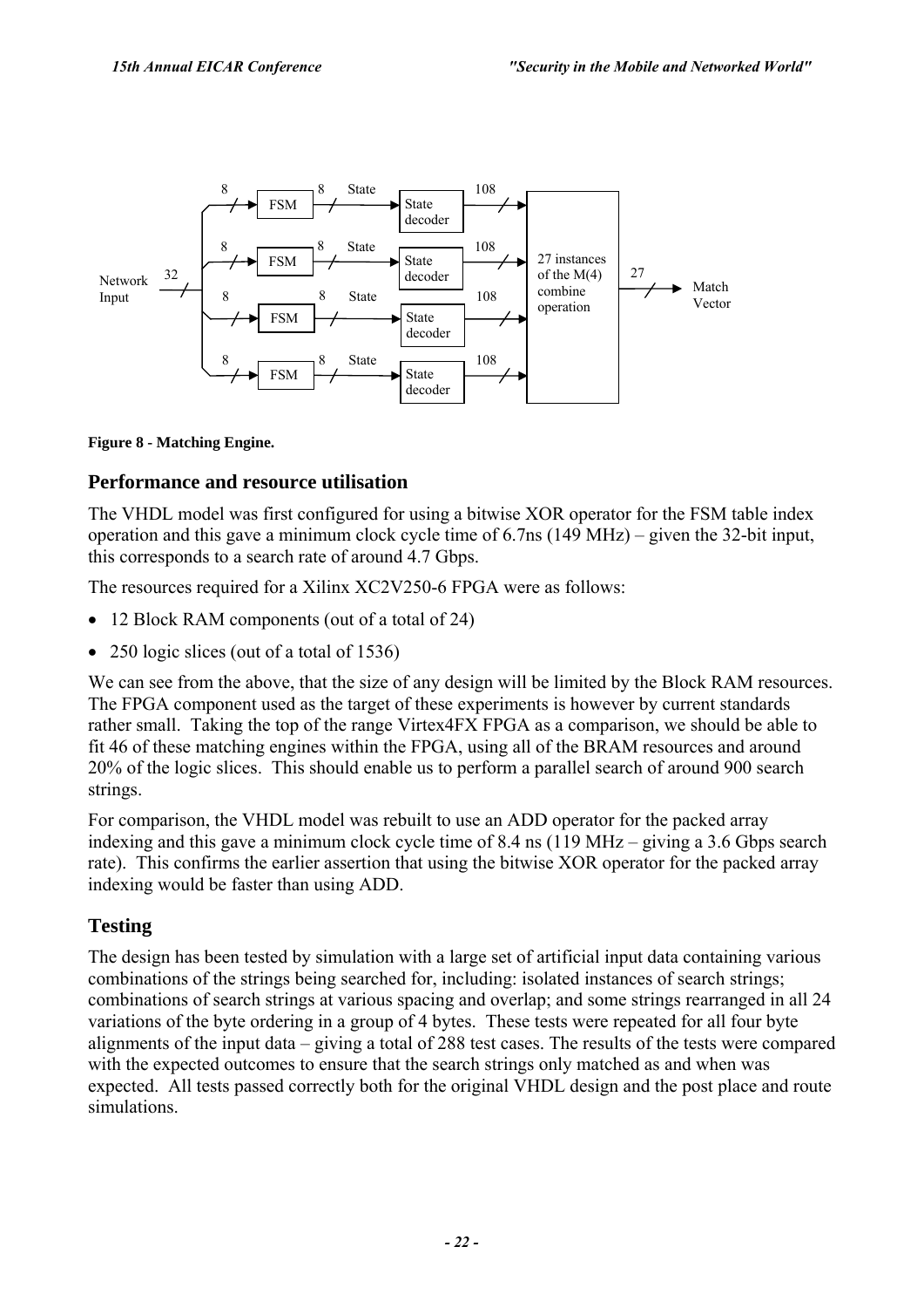Figure 8 - Matching Engine.

## Performance and resource utilisation

The VHDL model was first configured for using a bitwise XOR operator for the FSM table index operation and this gave a minimum clock cycle time of 6.7ns (149 MHz) – given the 32-bit input, this corresponds to a search rate of around 4.7 Gbps.

The resources required for a Xilinx XC2V250-6 FPGA were as follows:

- 12 Block RAM components (out of a total of 24)
- 250 logic slices (out of a total of 1536)

We can see from the above, that the size of any design will be limited by the Block RAM resources. The FPGA component used as the target of these experiments is however by current standards rather small. Taking the top of the range Virtex4FX FPGA as a comparison, we should be able to fit 46 of these matching engines within the FPGA, using all of the BRAM resources and around 20% of the logic slices. This should enable us to perform a parallel search of around 900 search strings.

For comparison, the VHDL model was rebuilt to use an ADD operator for the packed array indexing and this gave a minimum clock cycle time of 8.4 ns (119 MHz – giving a 3.6 Gbps search rate). This confirms the earlier assertion that using the bitwise XOR operator for the packed array indexing would be faster than using ADD.

## Testing

The design has been tested by simulation with a large set of artificial input data containing various combinations of the strings being searched for, including: isolated instances of search strings; combinations of search strings at various spacing and overlap; and some strings rearranged in all 24 variations of the byte ordering in a group of 4 bytes. These tests were repeated for all four byte alignments of the input data – giving a total of 288 test cases. The results of the tests were compared with the expected outcomes to ensure that the search strings only matched as and when was expected. All tests passed correctly both for the original VHDL design and the post place and route simulations.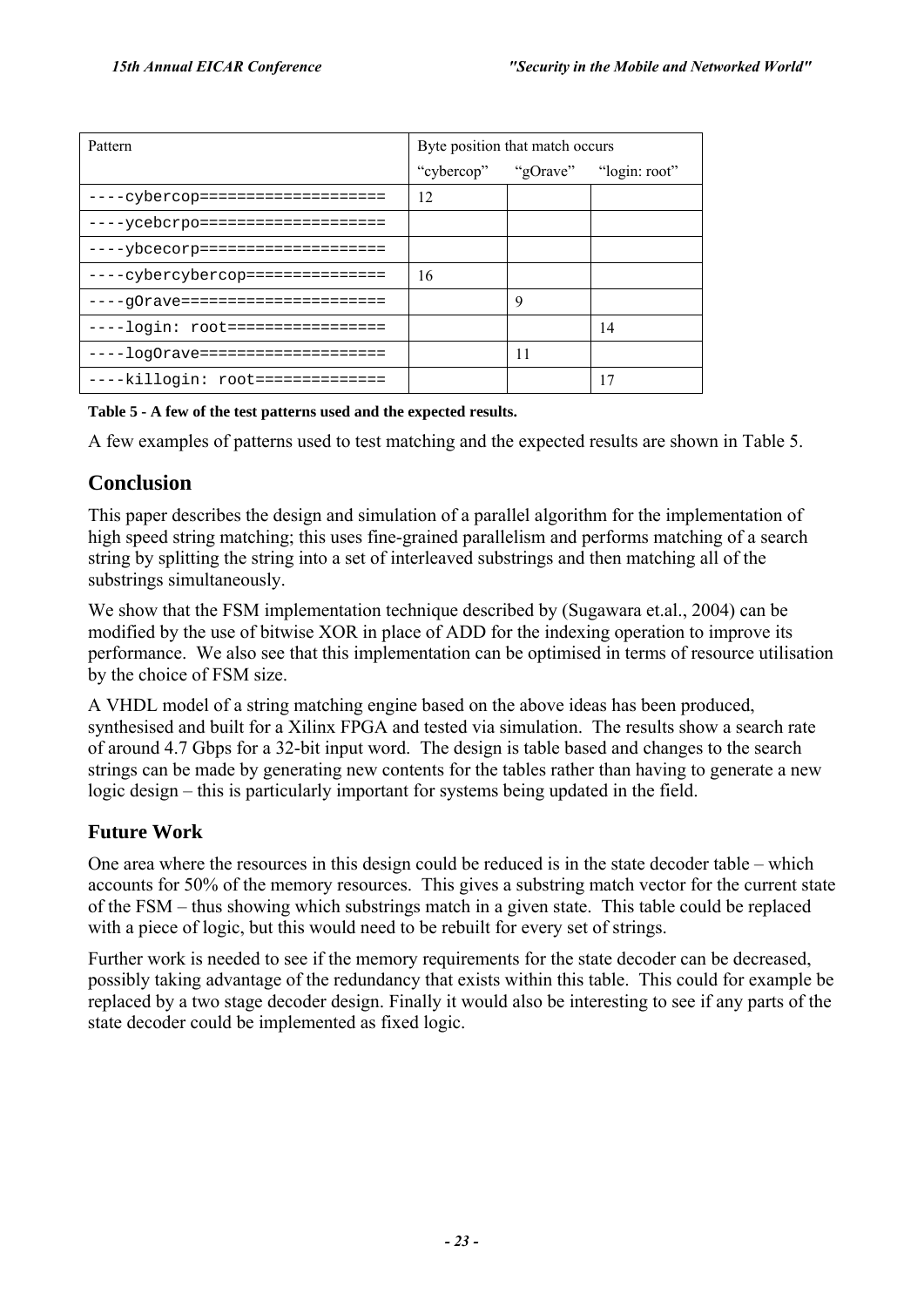| Pattern | Byte position that match occurs | | |
|---|---|---|---|
| | "cybercop" | "gOrave" | "login: root" |
| ----cybercop==================== | 12 | | |
| ----ycebcrpo==================== | | | |
| ----ybcecorp==================== | | | |
| ----cybercybercop=============== | 16 | | |
| ----gOrave====================== | | 9 | |
| ----login: root================= | | | 14 |
| ----logOrave==================== | | 11 | |
| ----killogin: root============== | | | 17 |

**Table 5 - A few of the test patterns used and the expected results.**

A few examples of patterns used to test matching and the expected results are shown in Table 5.

## Conclusion

This paper describes the design and simulation of a parallel algorithm for the implementation of high speed string matching; this uses fine-grained parallelism and performs matching of a search string by splitting the string into a set of interleaved substrings and then matching all of the substrings simultaneously.

We show that the FSM implementation technique described by (Sugawara et.al., 2004) can be modified by the use of bitwise XOR in place of ADD for the indexing operation to improve its performance. We also see that this implementation can be optimised in terms of resource utilisation by the choice of FSM size.

A VHDL model of a string matching engine based on the above ideas has been produced, synthesised and built for a Xilinx FPGA and tested via simulation. The results show a search rate of around 4.7 Gbps for a 32-bit input word. The design is table based and changes to the search strings can be made by generating new contents for the tables rather than having to generate a new logic design – this is particularly important for systems being updated in the field.

### Future Work

One area where the resources in this design could be reduced is in the state decoder table – which accounts for 50% of the memory resources. This gives a substring match vector for the current state of the FSM – thus showing which substrings match in a given state. This table could be replaced with a piece of logic, but this would need to be rebuilt for every set of strings.

Further work is needed to see if the memory requirements for the state decoder can be decreased, possibly taking advantage of the redundancy that exists within this table. This could for example be replaced by a two stage decoder design. Finally it would also be interesting to see if any parts of the state decoder could be implemented as fixed logic.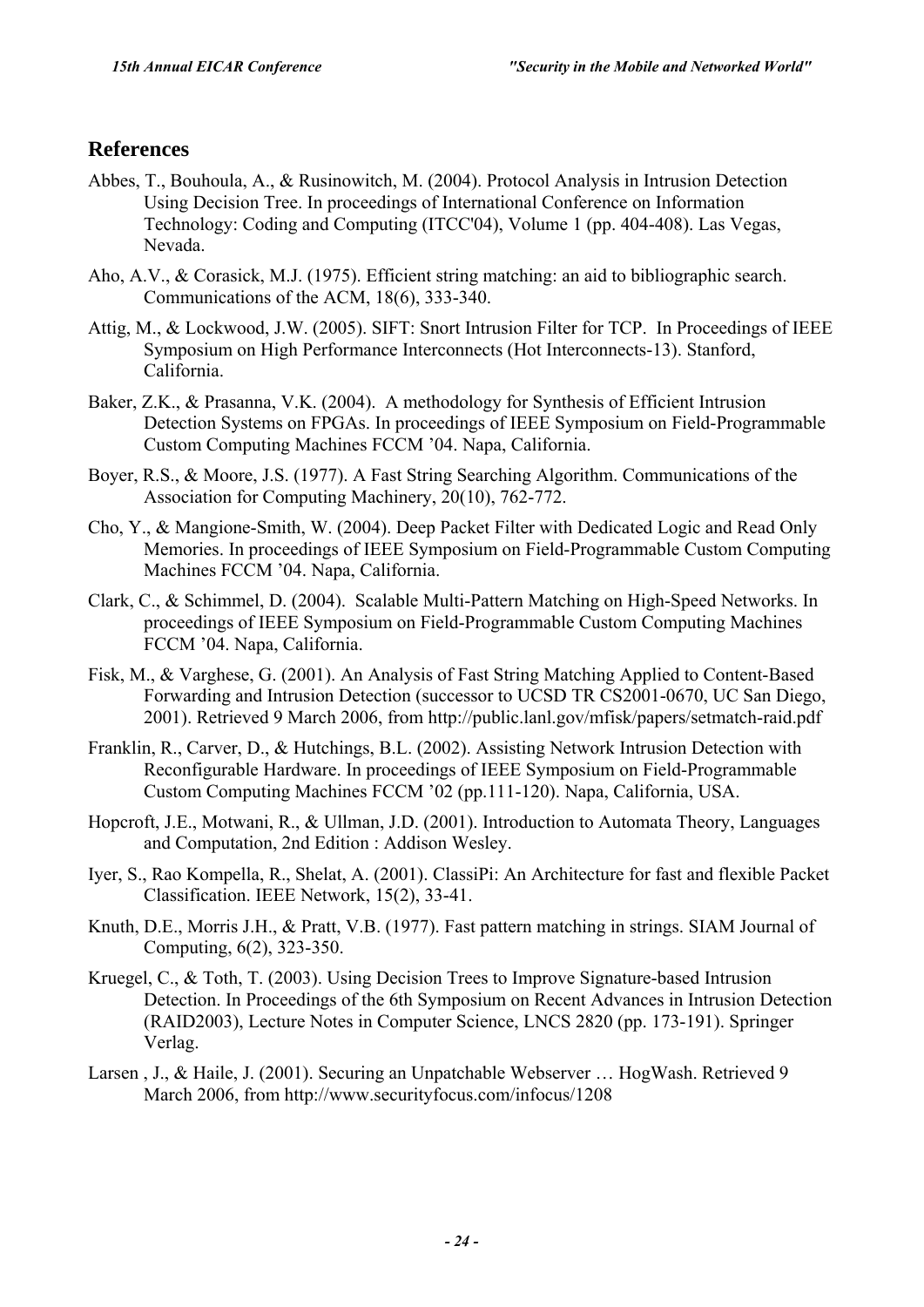## References

Abbes, T., Bouhoula, A., & Rusinowitch, M. (2004). Protocol Analysis in Intrusion Detection Using Decision Tree. In proceedings of International Conference on Information Technology: Coding and Computing (ITCC'04), Volume 1 (pp. 404-408). Las Vegas, Nevada.

Aho, A.V., & Corasick, M.J. (1975). Efficient string matching: an aid to bibliographic search. Communications of the ACM, 18(6), 333-340.

Attig, M., & Lockwood, J.W. (2005). SIFT: Snort Intrusion Filter for TCP. In Proceedings of IEEE Symposium on High Performance Interconnects (Hot Interconnects-13). Stanford, California.

Baker, Z.K., & Prasanna, V.K. (2004). A methodology for Synthesis of Efficient Intrusion Detection Systems on FPGAs. In proceedings of IEEE Symposium on Field-Programmable Custom Computing Machines FCCM '04. Napa, California.

Boyer, R.S., & Moore, J.S. (1977). A Fast String Searching Algorithm. Communications of the Association for Computing Machinery, 20(10), 762-772.

Cho, Y., & Mangione-Smith, W. (2004). Deep Packet Filter with Dedicated Logic and Read Only Memories. In proceedings of IEEE Symposium on Field-Programmable Custom Computing Machines FCCM '04. Napa, California.

Clark, C., & Schimmel, D. (2004). Scalable Multi-Pattern Matching on High-Speed Networks. In proceedings of IEEE Symposium on Field-Programmable Custom Computing Machines FCCM '04. Napa, California.

Fisk, M., & Varghese, G. (2001). An Analysis of Fast String Matching Applied to Content-Based Forwarding and Intrusion Detection (successor to UCSD TR CS2001-0670, UC San Diego, 2001). Retrieved 9 March 2006, from http://public.lanl.gov/mfisk/papers/setmatch-raid.pdf

Franklin, R., Carver, D., & Hutchings, B.L. (2002). Assisting Network Intrusion Detection with Reconfigurable Hardware. In proceedings of IEEE Symposium on Field-Programmable Custom Computing Machines FCCM '02 (pp.111-120). Napa, California, USA.

Hopcroft, J.E., Motwani, R., & Ullman, J.D. (2001). Introduction to Automata Theory, Languages and Computation, 2nd Edition : Addison Wesley.

Iyer, S., Rao Kompella, R., Shelat, A. (2001). ClassiPi: An Architecture for fast and flexible Packet Classification. IEEE Network, 15(2), 33-41.

Knuth, D.E., Morris J.H., & Pratt, V.B. (1977). Fast pattern matching in strings. SIAM Journal of Computing, 6(2), 323-350.

Kruegel, C., & Toth, T. (2003). Using Decision Trees to Improve Signature-based Intrusion Detection. In Proceedings of the 6th Symposium on Recent Advances in Intrusion Detection (RAID2003), Lecture Notes in Computer Science, LNCS 2820 (pp. 173-191). Springer Verlag.

Larsen , J., & Haile, J. (2001). Securing an Unpatchable Webserver … HogWash. Retrieved 9 March 2006, from http://www.securityfocus.com/infocus/1208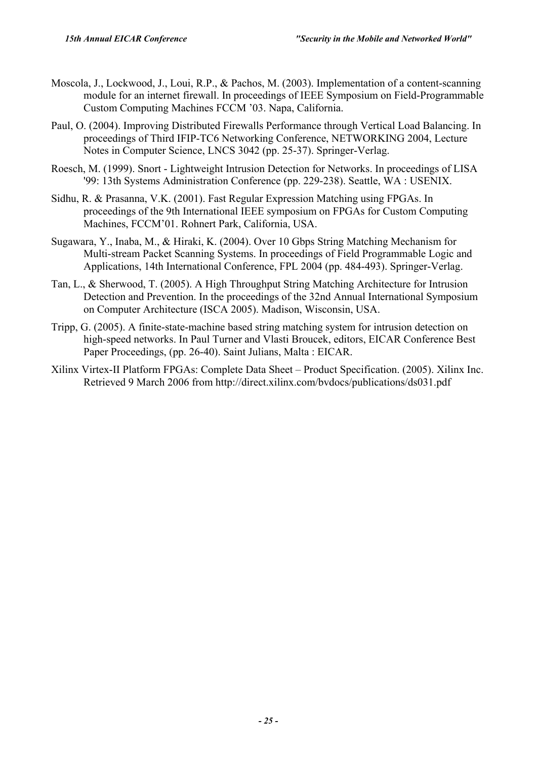Moscola, J., Lockwood, J., Loui, R.P., & Pachos, M. (2003). Implementation of a content-scanning module for an internet firewall. In proceedings of IEEE Symposium on Field-Programmable Custom Computing Machines FCCM '03. Napa, California.

Paul, O. (2004). Improving Distributed Firewalls Performance through Vertical Load Balancing. In proceedings of Third IFIP-TC6 Networking Conference, NETWORKING 2004, Lecture Notes in Computer Science, LNCS 3042 (pp. 25-37). Springer-Verlag.

Roesch, M. (1999). Snort - Lightweight Intrusion Detection for Networks. In proceedings of LISA '99: 13th Systems Administration Conference (pp. 229-238). Seattle, WA : USENIX.

Sidhu, R. & Prasanna, V.K. (2001). Fast Regular Expression Matching using FPGAs. In proceedings of the 9th International IEEE symposium on FPGAs for Custom Computing Machines, FCCM'01. Rohnert Park, California, USA.

Sugawara, Y., Inaba, M., & Hiraki, K. (2004). Over 10 Gbps String Matching Mechanism for Multi-stream Packet Scanning Systems. In proceedings of Field Programmable Logic and Applications, 14th International Conference, FPL 2004 (pp. 484-493). Springer-Verlag.

Tan, L., & Sherwood, T. (2005). A High Throughput String Matching Architecture for Intrusion Detection and Prevention. In the proceedings of the 32nd Annual International Symposium on Computer Architecture (ISCA 2005). Madison, Wisconsin, USA.

Tripp, G. (2005). A finite-state-machine based string matching system for intrusion detection on high-speed networks. In Paul Turner and Vlasti Broucek, editors, EICAR Conference Best Paper Proceedings, (pp. 26-40). Saint Julians, Malta : EICAR.

Xilinx Virtex-II Platform FPGAs: Complete Data Sheet – Product Specification. (2005). Xilinx Inc. Retrieved 9 March 2006 from http://direct.xilinx.com/bvdocs/publications/ds031.pdf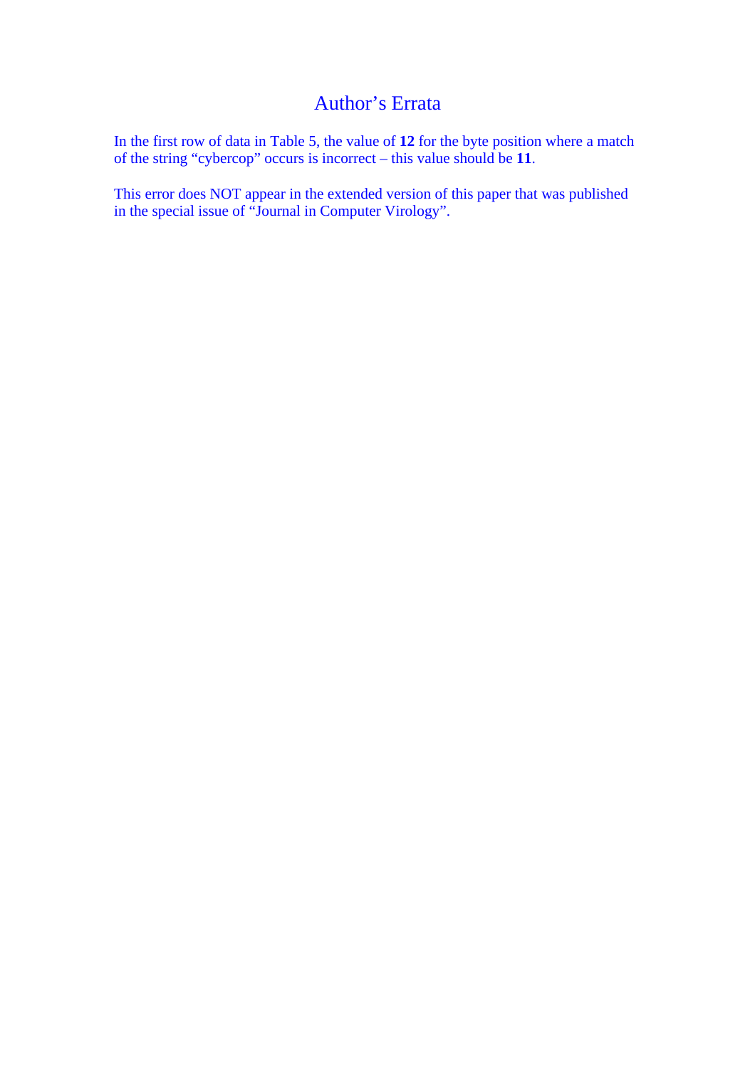# Author's Errata

In the first row of data in Table 5, the value of **12** for the byte position where a match of the string "cybercop" occurs is incorrect – this value should be **11**.

This error does NOT appear in the extended version of this paper that was published in the special issue of "Journal in Computer Virology".